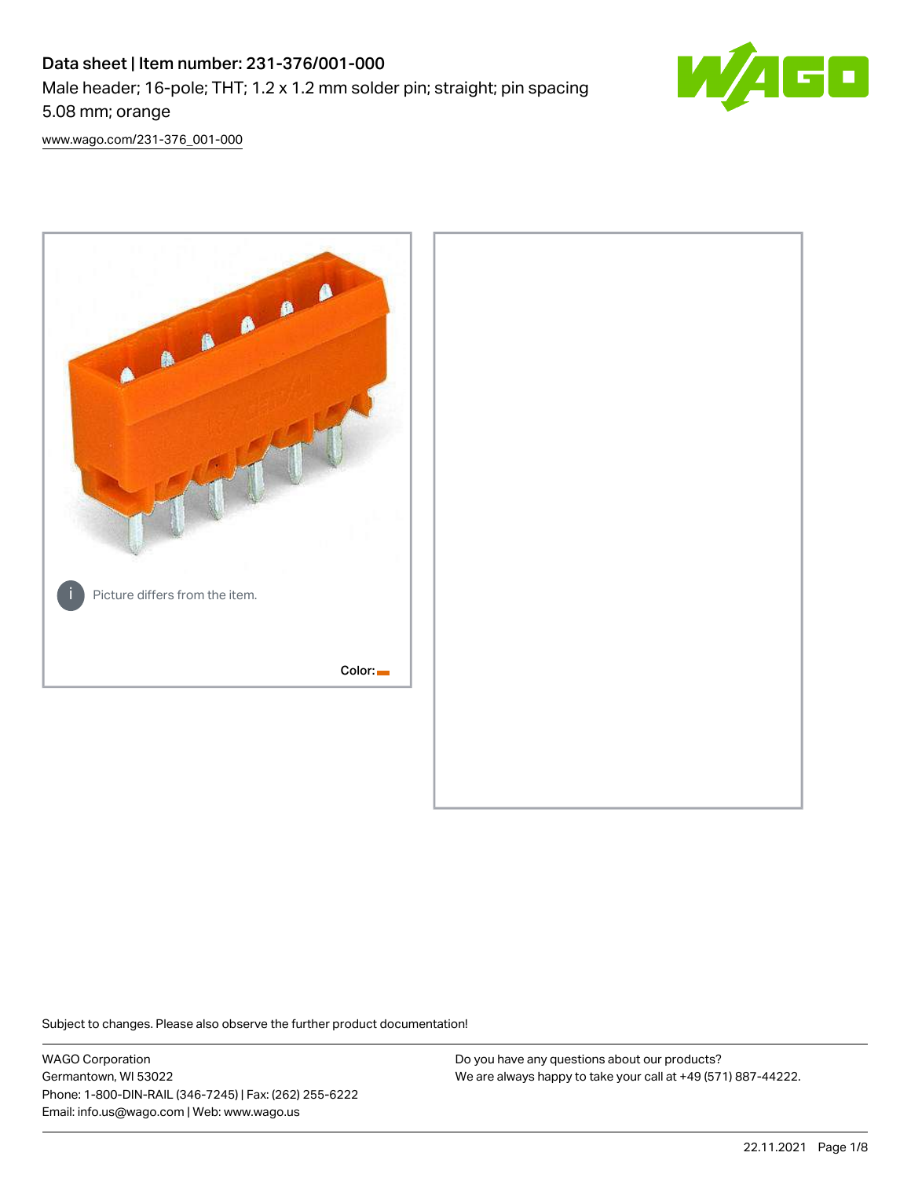# Data sheet | Item number: 231-376/001-000

Male header; 16-pole; THT; 1.2 x 1.2 mm solder pin; straight; pin spacing 5.08 mm; orange

www.wago.com/231-376_001-000

Picture differs from the item.

Color:

Subject to changes. Please also observe the further product documentation!

WAGO Corporation
Germantown, WI 53022
Phone: 1-800-DIN-RAIL (346-7245) | Fax: (262) 255-6222
Email: info.us@wago.com | Web: www.wago.us

Do you have any questions about our products?
We are always happy to take your call at +49 (571) 887-44222.

22.11.2021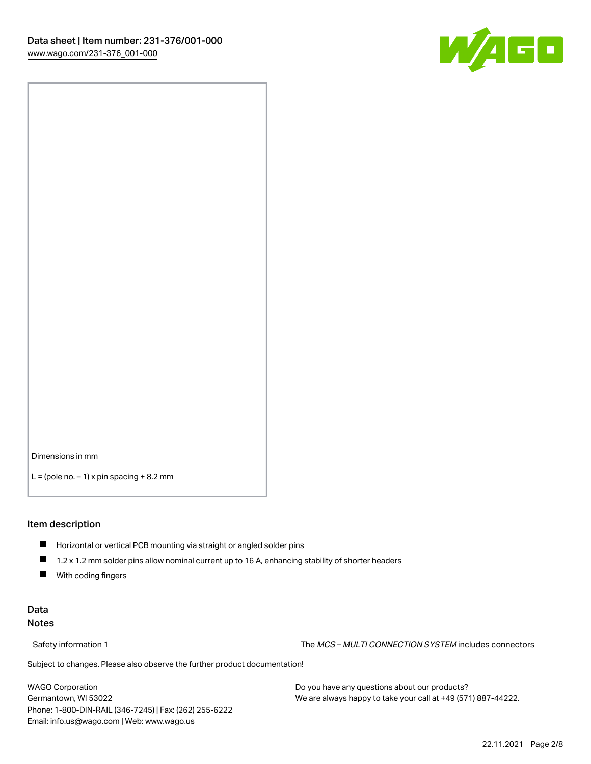Dimensions in mm

L = (pole no. – 1) x pin spacing + 8.2 mm

## Item description

- Horizontal or vertical PCB mounting via straight or angled solder pins
- 1.2 x 1.2 mm solder pins allow nominal current up to 16 A, enhancing stability of shorter headers
- With coding fingers

## Data

### Notes

Safety information 1 — The *MCS – MULTI CONNECTION SYSTEM* includes connectors

Subject to changes. Please also observe the further product documentation!

WAGO Corporation
Germantown, WI 53022
Phone: 1-800-DIN-RAIL (346-7245) | Fax: (262) 255-6222
Email: info.us@wago.com | Web: www.wago.us

Do you have any questions about our products?
We are always happy to take your call at +49 (571) 887-44222.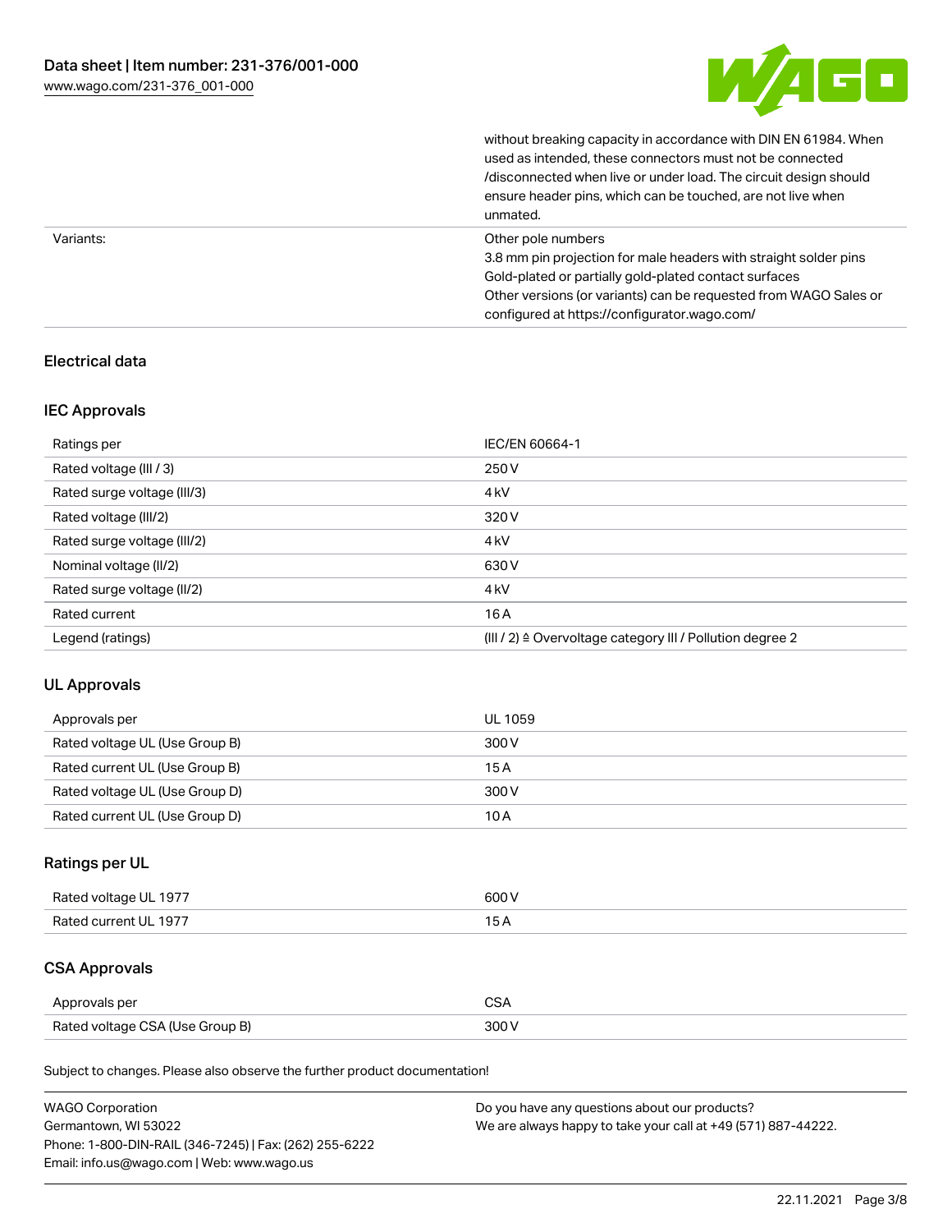| | |
|---|---|
| | without breaking capacity in accordance with DIN EN 61984. When used as intended, these connectors must not be connected /disconnected when live or under load. The circuit design should ensure header pins, which can be touched, are not live when unmated. |
| Variants: | Other pole numbers<br>3.8 mm pin projection for male headers with straight solder pins<br>Gold-plated or partially gold-plated contact surfaces<br>Other versions (or variants) can be requested from WAGO Sales or configured at https://configurator.wago.com/ |

## Electrical data

### IEC Approvals

| Ratings per | IEC/EN 60664-1 |
|---|---|
| Rated voltage (III / 3) | 250 V |
| Rated surge voltage (III/3) | 4 kV |
| Rated voltage (III/2) | 320 V |
| Rated surge voltage (III/2) | 4 kV |
| Nominal voltage (II/2) | 630 V |
| Rated surge voltage (II/2) | 4 kV |
| Rated current | 16 A |
| Legend (ratings) | (III / 2) ≙ Overvoltage category III / Pollution degree 2 |

### UL Approvals

| Approvals per | UL 1059 |
|---|---|
| Rated voltage UL (Use Group B) | 300 V |
| Rated current UL (Use Group B) | 15 A |
| Rated voltage UL (Use Group D) | 300 V |
| Rated current UL (Use Group D) | 10 A |

### Ratings per UL

| Rated voltage UL 1977 | 600 V |
|---|---|
| Rated current UL 1977 | 15 A |

### CSA Approvals

| Approvals per | CSA |
|---|---|
| Rated voltage CSA (Use Group B) | 300 V |

Subject to changes. Please also observe the further product documentation!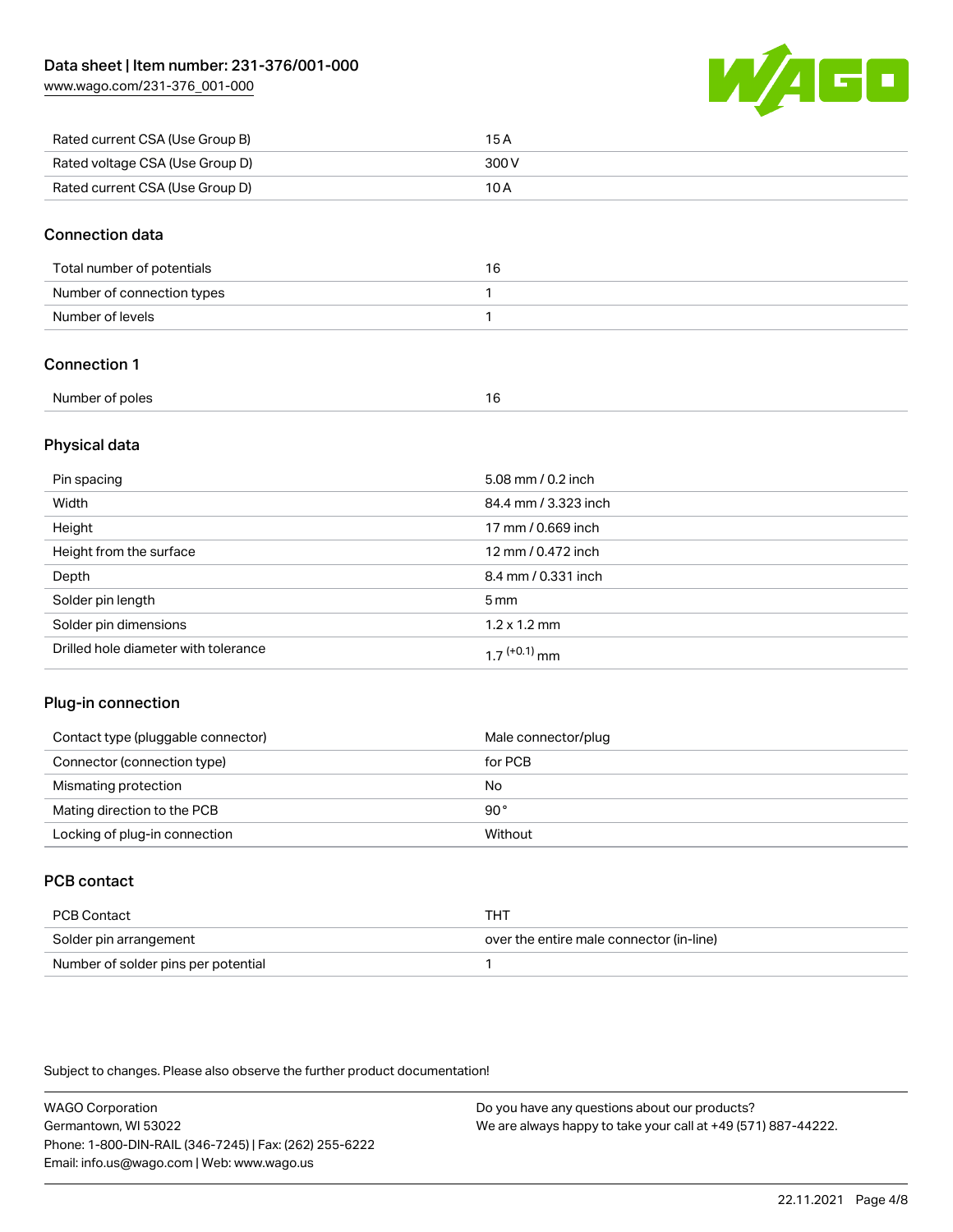| | |
|---|---|
| Rated current CSA (Use Group B) | 15 A |
| Rated voltage CSA (Use Group D) | 300 V |
| Rated current CSA (Use Group D) | 10 A |

## Connection data

| | |
|---|---|
| Total number of potentials | 16 |
| Number of connection types | 1 |
| Number of levels | 1 |

## Connection 1

| | |
|---|---|
| Number of poles | 16 |

## Physical data

| | |
|---|---|
| Pin spacing | 5.08 mm / 0.2 inch |
| Width | 84.4 mm / 3.323 inch |
| Height | 17 mm / 0.669 inch |
| Height from the surface | 12 mm / 0.472 inch |
| Depth | 8.4 mm / 0.331 inch |
| Solder pin length | 5 mm |
| Solder pin dimensions | 1.2 x 1.2 mm |
| Drilled hole diameter with tolerance | $1.7^{(+0.1)}$ mm |

## Plug-in connection

| | |
|---|---|
| Contact type (pluggable connector) | Male connector/plug |
| Connector (connection type) | for PCB |
| Mismating protection | No |
| Mating direction to the PCB | 90° |
| Locking of plug-in connection | Without |

## PCB contact

| | |
|---|---|
| PCB Contact | THT |
| Solder pin arrangement | over the entire male connector (in-line) |
| Number of solder pins per potential | 1 |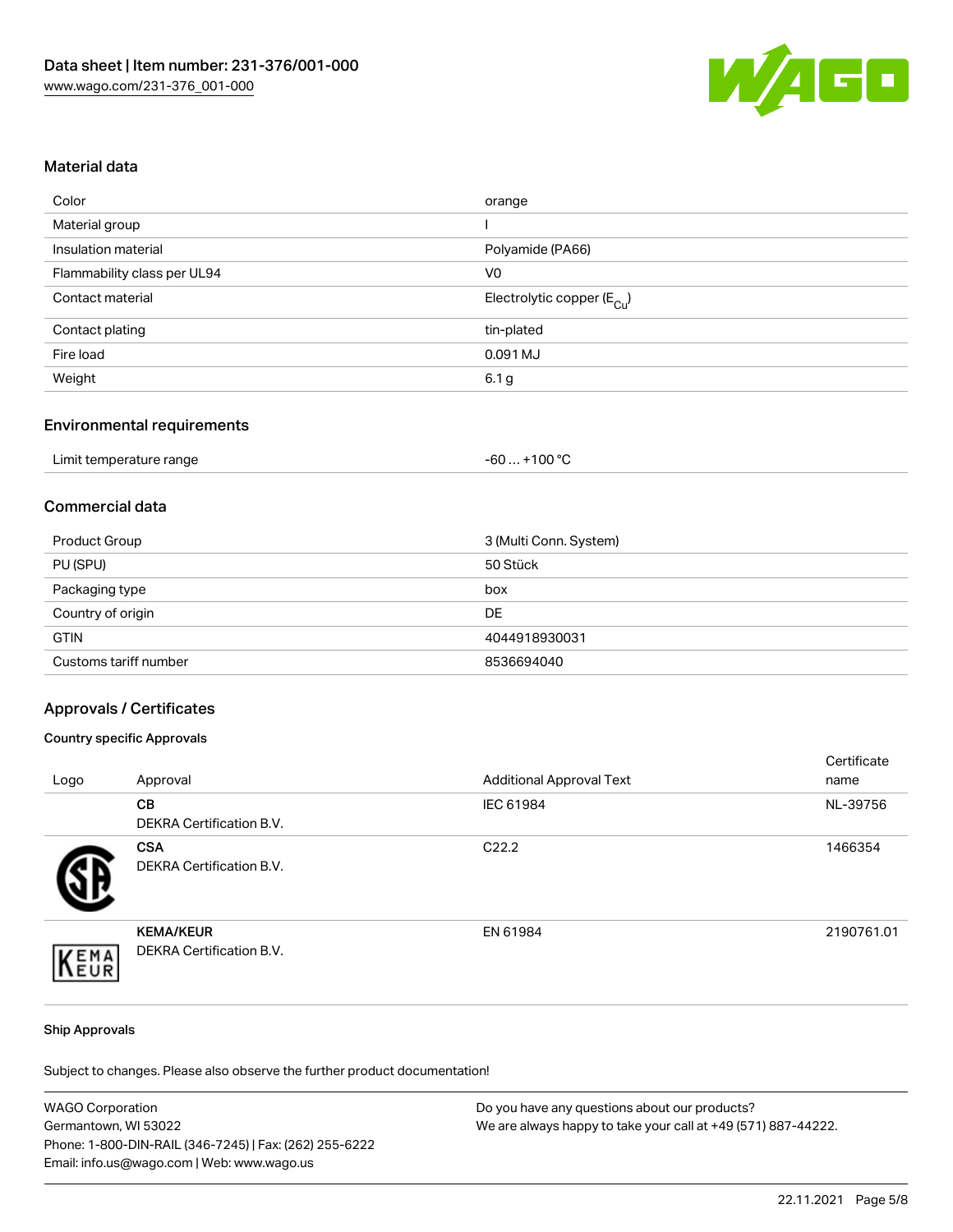## Material data

| | |
|---|---|
| Color | orange |
| Material group | I |
| Insulation material | Polyamide (PA66) |
| Flammability class per UL94 | V0 |
| Contact material | Electrolytic copper ($E_{Cu}$) |
| Contact plating | tin-plated |
| Fire load | 0.091 MJ |
| Weight | 6.1 g |

## Environmental requirements

| | |
|---|---|
| Limit temperature range | -60 … +100 °C |

## Commercial data

| | |
|---|---|
| Product Group | 3 (Multi Conn. System) |
| PU (SPU) | 50 Stück |
| Packaging type | box |
| Country of origin | DE |
| GTIN | 4044918930031 |
| Customs tariff number | 8536694040 |

## Approvals / Certificates

### Country specific Approvals

| Logo | Approval | Additional Approval Text | Certificate name |
|---|---|---|---|
| | **CB**<br>DEKRA Certification B.V. | IEC 61984 | NL-39756 |
| | **CSA**<br>DEKRA Certification B.V. | C22.2 | 1466354 |
| | **KEMA/KEUR**<br>DEKRA Certification B.V. | EN 61984 | 2190761.01 |

### Ship Approvals

Subject to changes. Please also observe the further product documentation!

WAGO Corporation
Germantown, WI 53022
Phone: 1-800-DIN-RAIL (346-7245) | Fax: (262) 255-6222
Email: info.us@wago.com | Web: www.wago.us

Do you have any questions about our products?
We are always happy to take your call at +49 (571) 887-44222.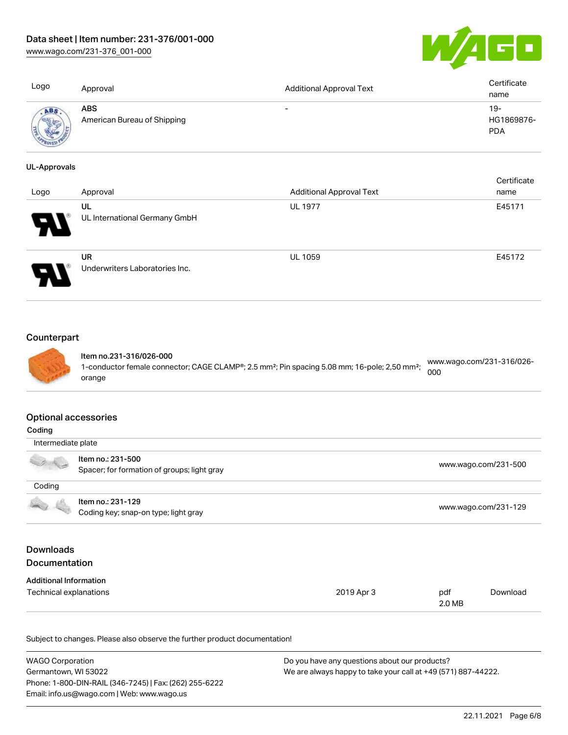| Logo | Approval | Additional Approval Text | Certificate name |
|---|---|---|---|
| | **ABS**<br>American Bureau of Shipping | - | 19-HG1869876-PDA |

**UL-Approvals**

| Logo | Approval | Additional Approval Text | Certificate name |
|---|---|---|---|
| | **UL**<br>UL International Germany GmbH | UL 1977 | E45171 |
| | **UR**<br>Underwriters Laboratories Inc. | UL 1059 | E45172 |

## Counterpart

| | | |
|---|---|---|
| | **Item no.231-316/026-000**<br>1-conductor female connector; CAGE CLAMP®; 2.5 mm²; Pin spacing 5.08 mm; 16-pole; 2,50 mm²; orange | www.wago.com/231-316/026-000 |

## Optional accessories

**Coding**

| | | |
|---|---|---|
| Intermediate plate | | |
| | **Item no.: 231-500**<br>Spacer; for formation of groups; light gray | www.wago.com/231-500 |
| Coding | | |
| | **Item no.: 231-129**<br>Coding key; snap-on type; light gray | www.wago.com/231-129 |

## Downloads

## Documentation

**Additional Information**

| | | | |
|---|---|---|---|
| Technical explanations | 2019 Apr 3 | pdf<br>2.0 MB | Download |

Subject to changes. Please also observe the further product documentation!

WAGO Corporation
Germantown, WI 53022
Phone: 1-800-DIN-RAIL (346-7245) | Fax: (262) 255-6222
Email: info.us@wago.com | Web: www.wago.us

Do you have any questions about our products?
We are always happy to take your call at +49 (571) 887-44222.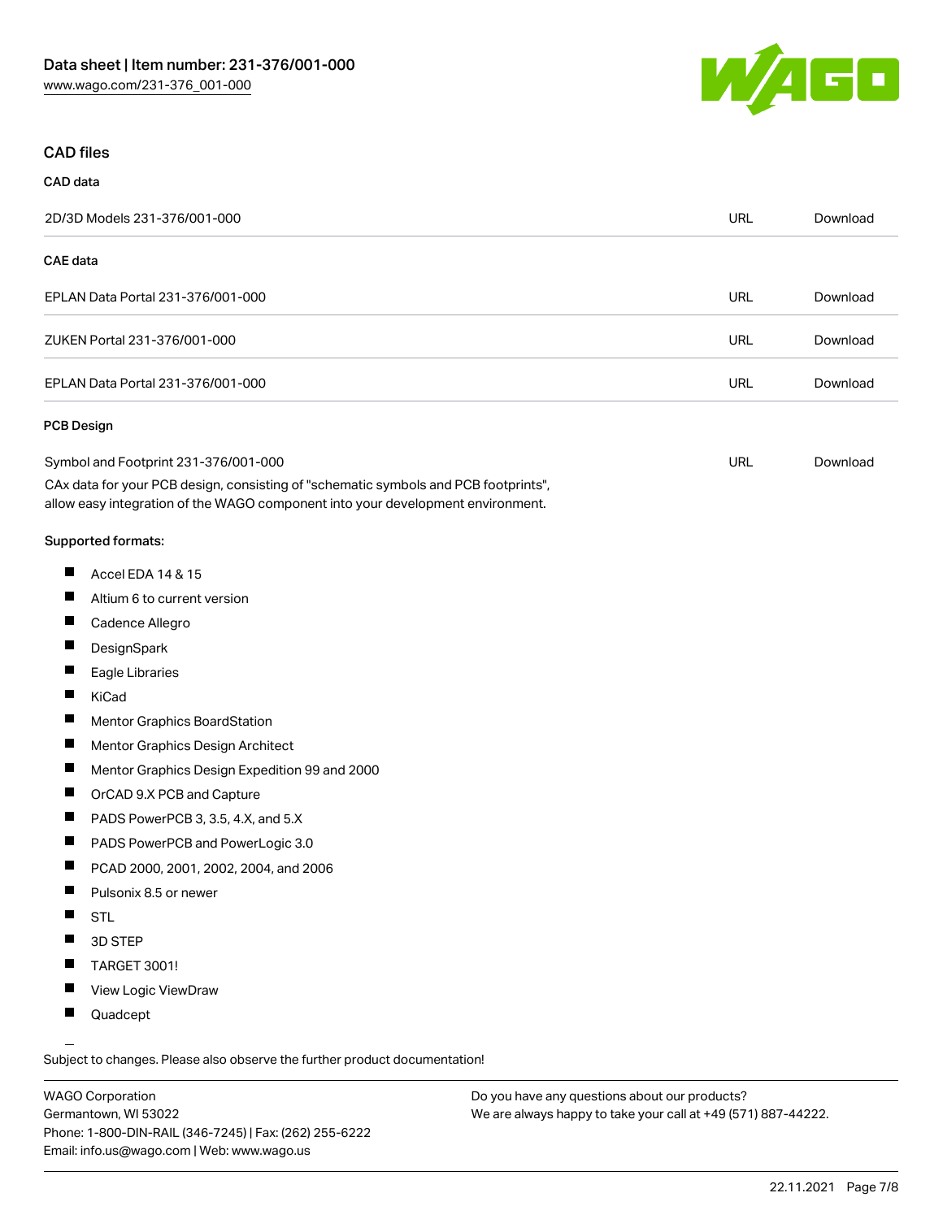## CAD files

### CAD data

| | | |
|---|---|---|
| 2D/3D Models 231-376/001-000 | URL | Download |

### CAE data

| | | |
|---|---|---|
| EPLAN Data Portal 231-376/001-000 | URL | Download |
| ZUKEN Portal 231-376/001-000 | URL | Download |
| EPLAN Data Portal 231-376/001-000 | URL | Download |

### PCB Design

| | | |
|---|---|---|
| Symbol and Footprint 231-376/001-000 | URL | Download |

CAx data for your PCB design, consisting of "schematic symbols and PCB footprints", allow easy integration of the WAGO component into your development environment.

**Supported formats:**

- Accel EDA 14 & 15
- Altium 6 to current version
- Cadence Allegro
- DesignSpark
- Eagle Libraries
- KiCad
- Mentor Graphics BoardStation
- Mentor Graphics Design Architect
- Mentor Graphics Design Expedition 99 and 2000
- OrCAD 9.X PCB and Capture
- PADS PowerPCB 3, 3.5, 4.X, and 5.X
- PADS PowerPCB and PowerLogic 3.0
- PCAD 2000, 2001, 2002, 2004, and 2006
- Pulsonix 8.5 or newer
- STL
- 3D STEP
- TARGET 3001!
- View Logic ViewDraw
- Quadcept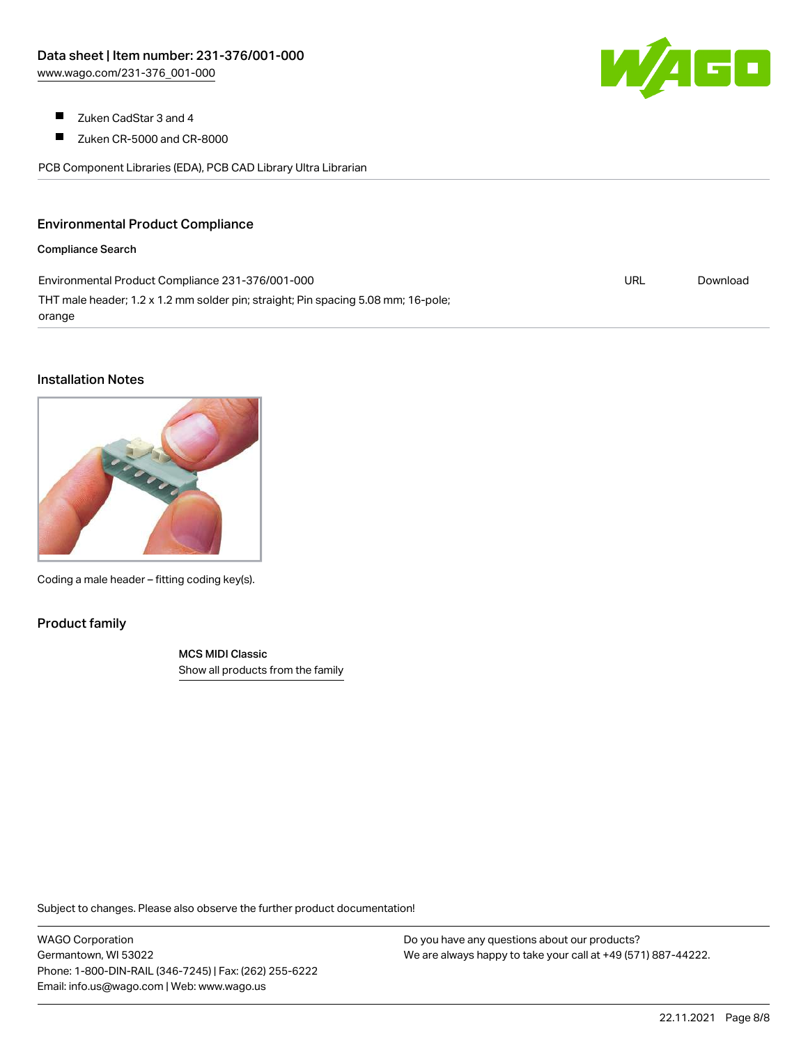- Zuken CadStar 3 and 4
- Zuken CR-5000 and CR-8000

PCB Component Libraries (EDA), PCB CAD Library Ultra Librarian

## Environmental Product Compliance

**Compliance Search**

| | | |
|---|---|---|
| Environmental Product Compliance 231-376/001-000<br>THT male header; 1.2 x 1.2 mm solder pin; straight; Pin spacing 5.08 mm; 16-pole; orange | URL | Download |

## Installation Notes

Coding a male header – fitting coding key(s).

## Product family

MCS MIDI Classic
Show all products from the family

Subject to changes. Please also observe the further product documentation!

WAGO Corporation
Germantown, WI 53022
Phone: 1-800-DIN-RAIL (346-7245) | Fax: (262) 255-6222
Email: info.us@wago.com | Web: www.wago.us

Do you have any questions about our products?
We are always happy to take your call at +49 (571) 887-44222.